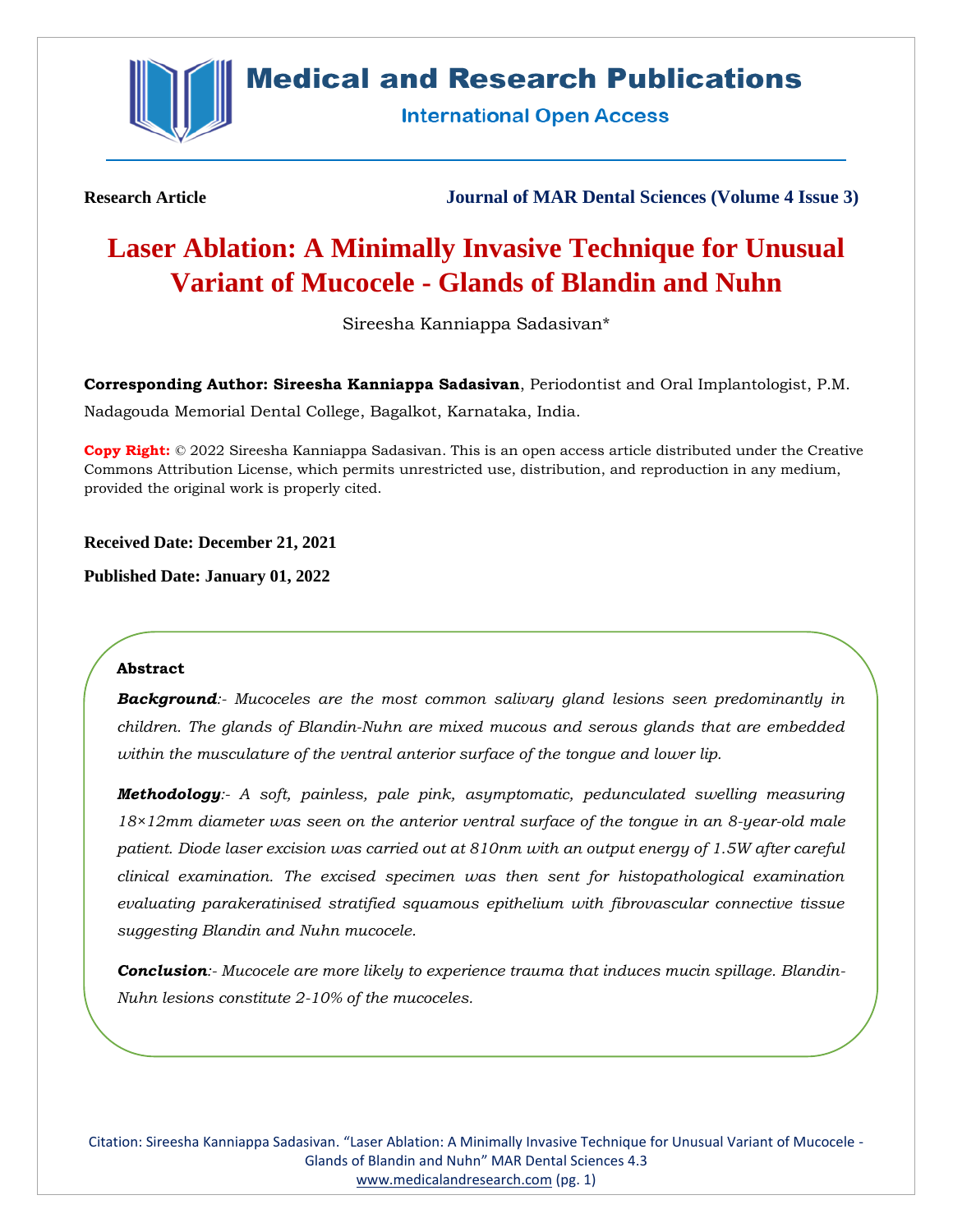# Medical and Research Publications

## International Open Access

**Research Article** **Journal of MAR Dental Sciences (Volume 4 Issue 3)**

# Laser Ablation: A Minimally Invasive Technique for Unusual Variant of Mucocele - Glands of Blandin and Nuhn

Sireesha Kanniappa Sadasivan*

**Corresponding Author: Sireesha Kanniappa Sadasivan**, Periodontist and Oral Implantologist, P.M. Nadagouda Memorial Dental College, Bagalkot, Karnataka, India.

**Copy Right:** © 2022 Sireesha Kanniappa Sadasivan. This is an open access article distributed under the Creative Commons Attribution License, which permits unrestricted use, distribution, and reproduction in any medium, provided the original work is properly cited.

**Received Date: December 21, 2021**

**Published Date: January 01, 2022**

### Abstract

***Background***:- *Mucoceles are the most common salivary gland lesions seen predominantly in children. The glands of Blandin-Nuhn are mixed mucous and serous glands that are embedded within the musculature of the ventral anterior surface of the tongue and lower lip.*

***Methodology***:- *A soft, painless, pale pink, asymptomatic, pedunculated swelling measuring 18×12mm diameter was seen on the anterior ventral surface of the tongue in an 8-year-old male patient. Diode laser excision was carried out at 810nm with an output energy of 1.5W after careful clinical examination. The excised specimen was then sent for histopathological examination evaluating parakeratinised stratified squamous epithelium with fibrovascular connective tissue suggesting Blandin and Nuhn mucocele.*

***Conclusion***:- *Mucocele are more likely to experience trauma that induces mucin spillage. Blandin-Nuhn lesions constitute 2-10% of the mucoceles.*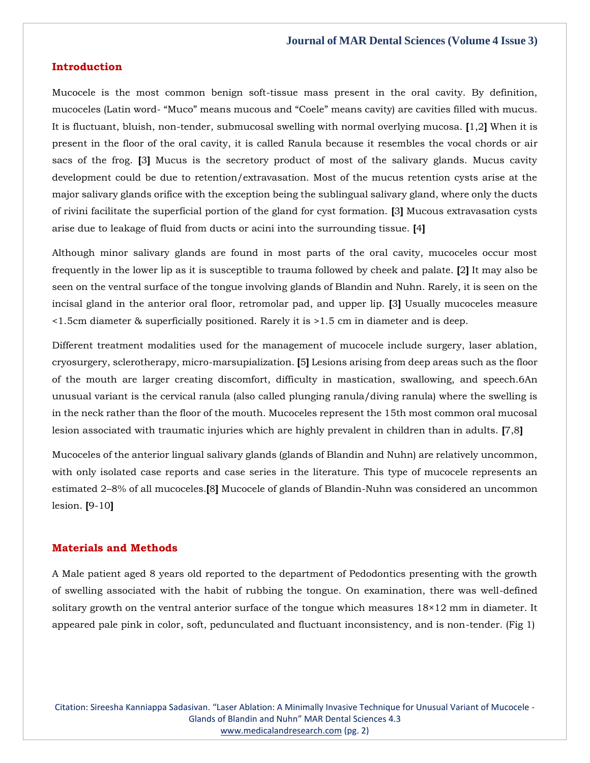## Introduction

Mucocele is the most common benign soft-tissue mass present in the oral cavity. By definition, mucoceles (Latin word- "Muco" means mucous and "Coele" means cavity) are cavities filled with mucus. It is fluctuant, bluish, non-tender, submucosal swelling with normal overlying mucosa. [1,2] When it is present in the floor of the oral cavity, it is called Ranula because it resembles the vocal chords or air sacs of the frog. [3] Mucus is the secretory product of most of the salivary glands. Mucus cavity development could be due to retention/extravasation. Most of the mucus retention cysts arise at the major salivary glands orifice with the exception being the sublingual salivary gland, where only the ducts of rivini facilitate the superficial portion of the gland for cyst formation. [3] Mucous extravasation cysts arise due to leakage of fluid from ducts or acini into the surrounding tissue. [4]

Although minor salivary glands are found in most parts of the oral cavity, mucoceles occur most frequently in the lower lip as it is susceptible to trauma followed by cheek and palate. [2] It may also be seen on the ventral surface of the tongue involving glands of Blandin and Nuhn. Rarely, it is seen on the incisal gland in the anterior oral floor, retromolar pad, and upper lip. [3] Usually mucoceles measure <1.5cm diameter & superficially positioned. Rarely it is >1.5 cm in diameter and is deep.

Different treatment modalities used for the management of mucocele include surgery, laser ablation, cryosurgery, sclerotherapy, micro-marsupialization. [5] Lesions arising from deep areas such as the floor of the mouth are larger creating discomfort, difficulty in mastication, swallowing, and speech.6An unusual variant is the cervical ranula (also called plunging ranula/diving ranula) where the swelling is in the neck rather than the floor of the mouth. Mucoceles represent the 15th most common oral mucosal lesion associated with traumatic injuries which are highly prevalent in children than in adults. [7,8]

Mucoceles of the anterior lingual salivary glands (glands of Blandin and Nuhn) are relatively uncommon, with only isolated case reports and case series in the literature. This type of mucocele represents an estimated 2–8% of all mucoceles.[8] Mucocele of glands of Blandin-Nuhn was considered an uncommon lesion. [9-10]

## Materials and Methods

A Male patient aged 8 years old reported to the department of Pedodontics presenting with the growth of swelling associated with the habit of rubbing the tongue. On examination, there was well-defined solitary growth on the ventral anterior surface of the tongue which measures 18×12 mm in diameter. It appeared pale pink in color, soft, pedunculated and fluctuant inconsistency, and is non-tender. (Fig 1)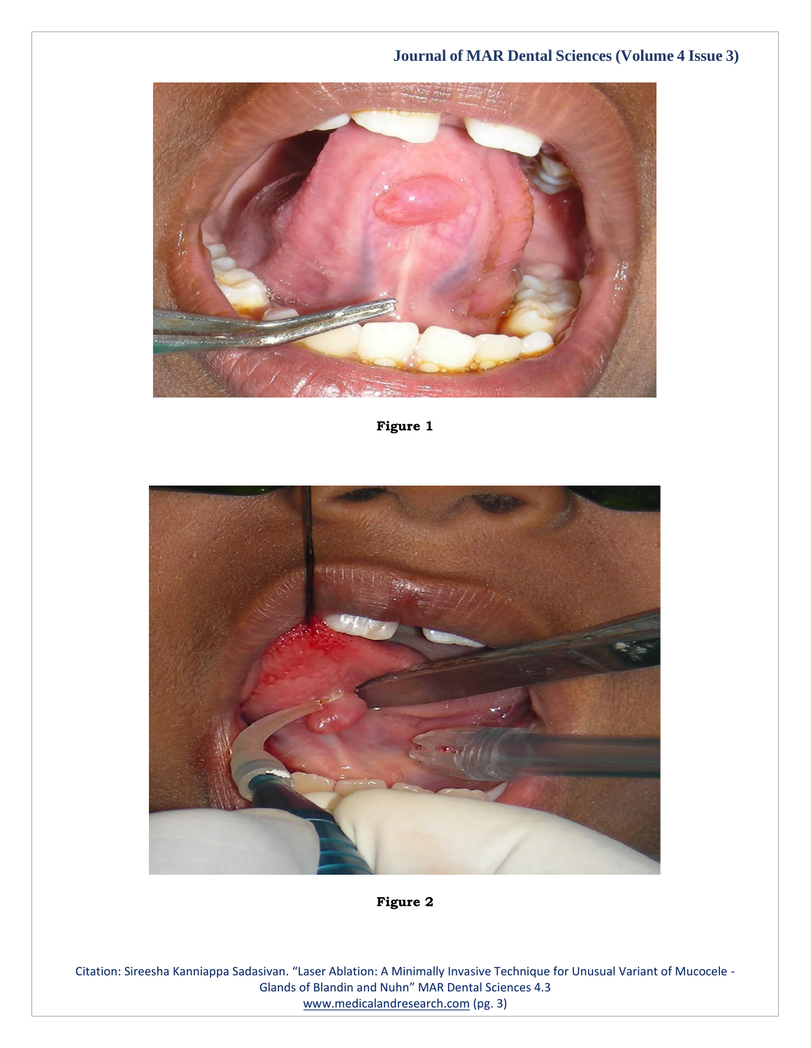Figure 1

Figure 2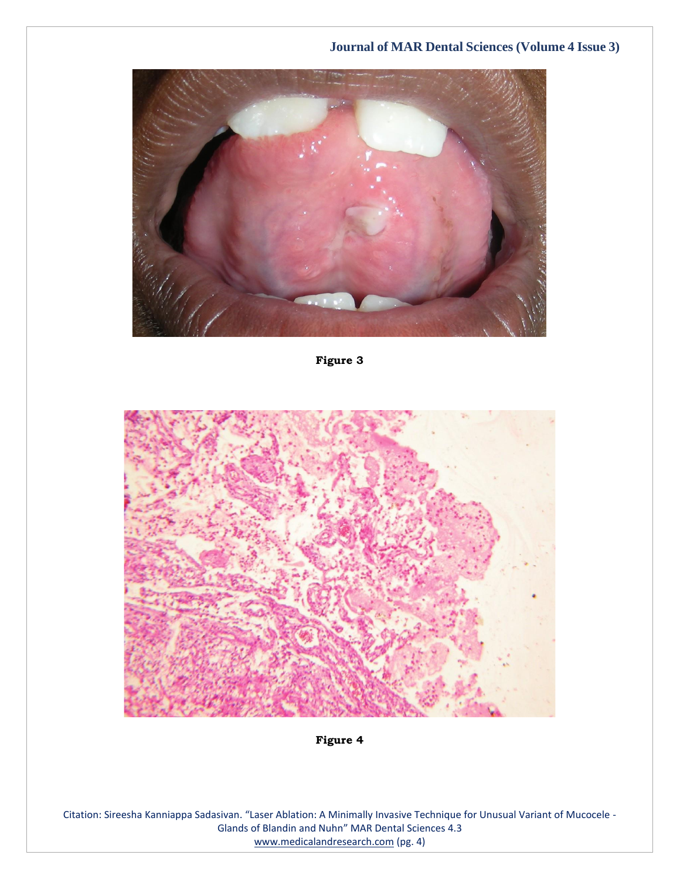Figure 3

Figure 4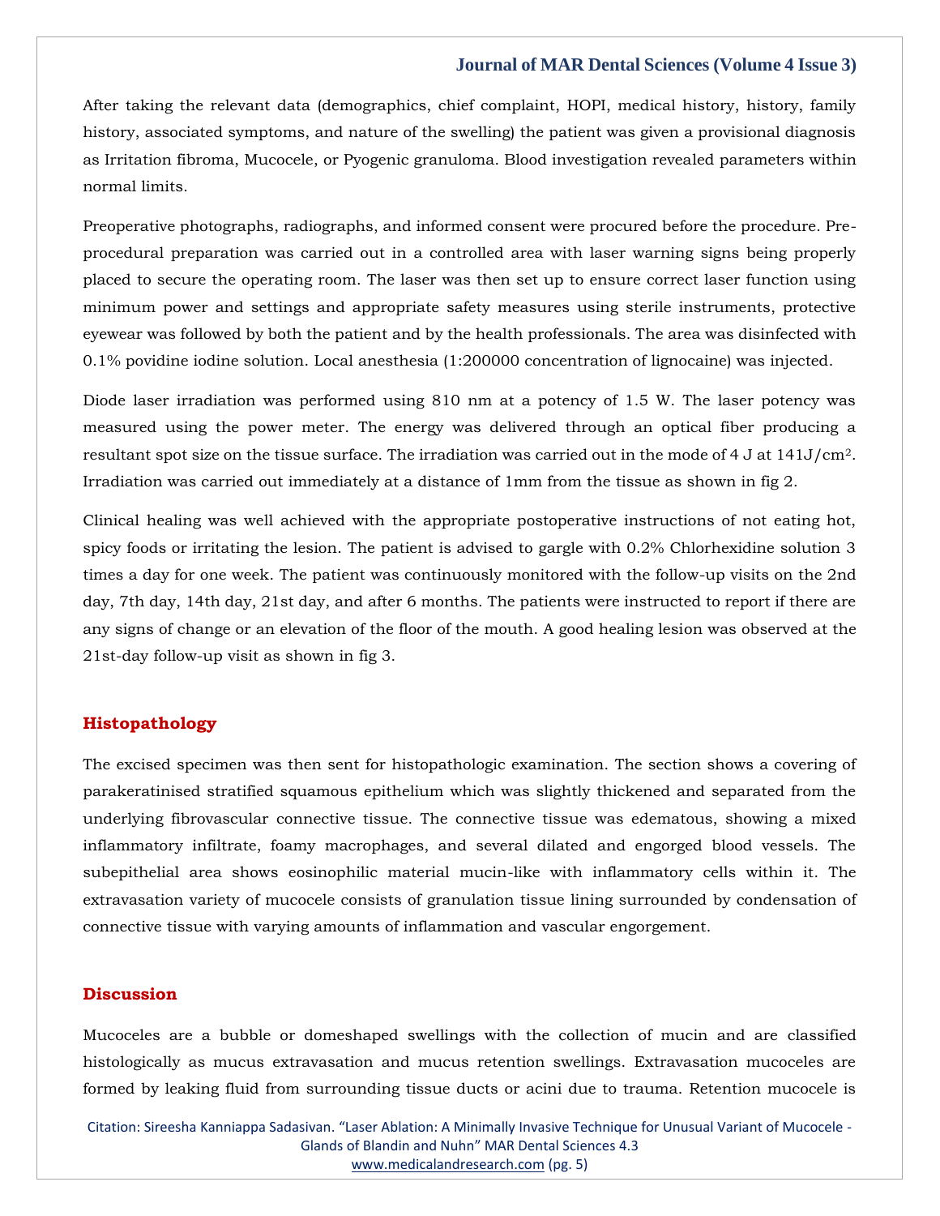After taking the relevant data (demographics, chief complaint, HOPI, medical history, history, family history, associated symptoms, and nature of the swelling) the patient was given a provisional diagnosis as Irritation fibroma, Mucocele, or Pyogenic granuloma. Blood investigation revealed parameters within normal limits.

Preoperative photographs, radiographs, and informed consent were procured before the procedure. Pre-procedural preparation was carried out in a controlled area with laser warning signs being properly placed to secure the operating room. The laser was then set up to ensure correct laser function using minimum power and settings and appropriate safety measures using sterile instruments, protective eyewear was followed by both the patient and by the health professionals. The area was disinfected with 0.1% povidine iodine solution. Local anesthesia (1:200000 concentration of lignocaine) was injected.

Diode laser irradiation was performed using 810 nm at a potency of 1.5 W. The laser potency was measured using the power meter. The energy was delivered through an optical fiber producing a resultant spot size on the tissue surface. The irradiation was carried out in the mode of 4 J at 141J/cm$^2$. Irradiation was carried out immediately at a distance of 1mm from the tissue as shown in fig 2.

Clinical healing was well achieved with the appropriate postoperative instructions of not eating hot, spicy foods or irritating the lesion. The patient is advised to gargle with 0.2% Chlorhexidine solution 3 times a day for one week. The patient was continuously monitored with the follow-up visits on the 2nd day, 7th day, 14th day, 21st day, and after 6 months. The patients were instructed to report if there are any signs of change or an elevation of the floor of the mouth. A good healing lesion was observed at the 21st-day follow-up visit as shown in fig 3.

## Histopathology

The excised specimen was then sent for histopathologic examination. The section shows a covering of parakeratinised stratified squamous epithelium which was slightly thickened and separated from the underlying fibrovascular connective tissue. The connective tissue was edematous, showing a mixed inflammatory infiltrate, foamy macrophages, and several dilated and engorged blood vessels. The subepithelial area shows eosinophilic material mucin-like with inflammatory cells within it. The extravasation variety of mucocele consists of granulation tissue lining surrounded by condensation of connective tissue with varying amounts of inflammation and vascular engorgement.

## Discussion

Mucoceles are a bubble or domeshaped swellings with the collection of mucin and are classified histologically as mucus extravasation and mucus retention swellings. Extravasation mucoceles are formed by leaking fluid from surrounding tissue ducts or acini due to trauma. Retention mucocele is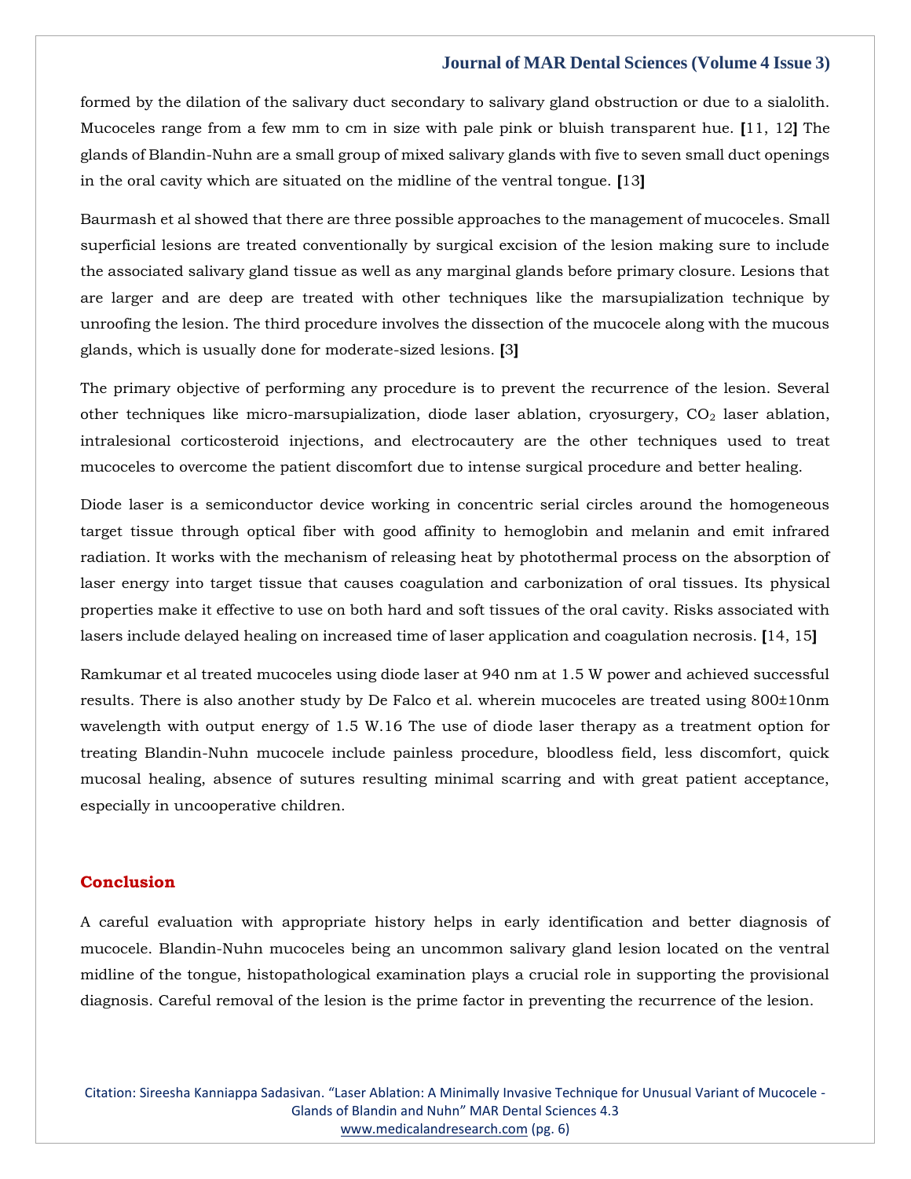formed by the dilation of the salivary duct secondary to salivary gland obstruction or due to a sialolith. Mucoceles range from a few mm to cm in size with pale pink or bluish transparent hue. [11, 12] The glands of Blandin-Nuhn are a small group of mixed salivary glands with five to seven small duct openings in the oral cavity which are situated on the midline of the ventral tongue. [13]

Baurmash et al showed that there are three possible approaches to the management of mucoceles. Small superficial lesions are treated conventionally by surgical excision of the lesion making sure to include the associated salivary gland tissue as well as any marginal glands before primary closure. Lesions that are larger and are deep are treated with other techniques like the marsupialization technique by unroofing the lesion. The third procedure involves the dissection of the mucocele along with the mucous glands, which is usually done for moderate-sized lesions. [3]

The primary objective of performing any procedure is to prevent the recurrence of the lesion. Several other techniques like micro-marsupialization, diode laser ablation, cryosurgery, $CO_2$ laser ablation, intralesional corticosteroid injections, and electrocautery are the other techniques used to treat mucoceles to overcome the patient discomfort due to intense surgical procedure and better healing.

Diode laser is a semiconductor device working in concentric serial circles around the homogeneous target tissue through optical fiber with good affinity to hemoglobin and melanin and emit infrared radiation. It works with the mechanism of releasing heat by photothermal process on the absorption of laser energy into target tissue that causes coagulation and carbonization of oral tissues. Its physical properties make it effective to use on both hard and soft tissues of the oral cavity. Risks associated with lasers include delayed healing on increased time of laser application and coagulation necrosis. [14, 15]

Ramkumar et al treated mucoceles using diode laser at 940 nm at 1.5 W power and achieved successful results. There is also another study by De Falco et al. wherein mucoceles are treated using 800±10nm wavelength with output energy of 1.5 W.16 The use of diode laser therapy as a treatment option for treating Blandin-Nuhn mucocele include painless procedure, bloodless field, less discomfort, quick mucosal healing, absence of sutures resulting minimal scarring and with great patient acceptance, especially in uncooperative children.

## Conclusion

A careful evaluation with appropriate history helps in early identification and better diagnosis of mucocele. Blandin-Nuhn mucoceles being an uncommon salivary gland lesion located on the ventral midline of the tongue, histopathological examination plays a crucial role in supporting the provisional diagnosis. Careful removal of the lesion is the prime factor in preventing the recurrence of the lesion.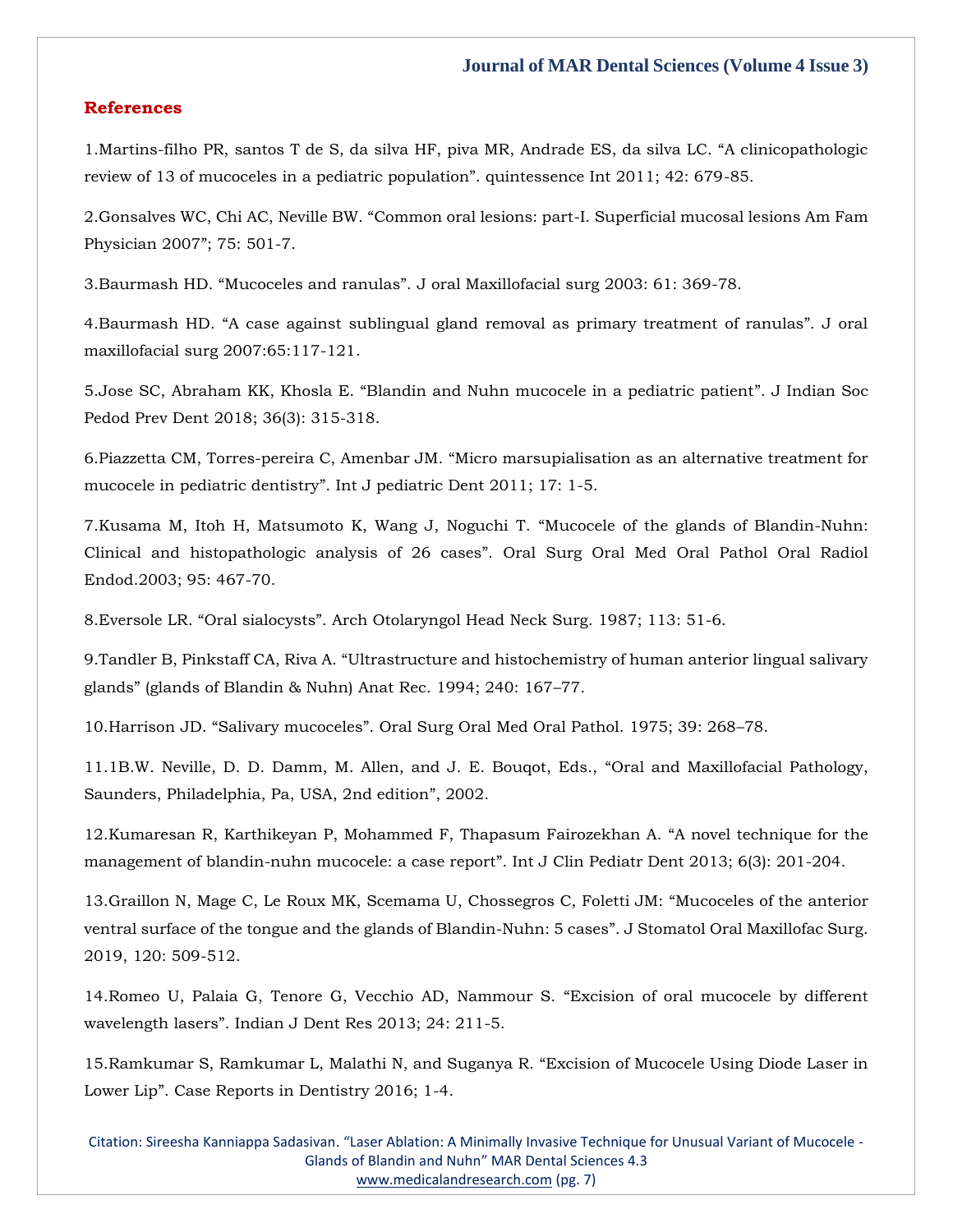## References

1.Martins-filho PR, santos T de S, da silva HF, piva MR, Andrade ES, da silva LC. "A clinicopathologic review of 13 of mucoceles in a pediatric population". quintessence Int 2011; 42: 679-85.

2.Gonsalves WC, Chi AC, Neville BW. "Common oral lesions: part-I. Superficial mucosal lesions Am Fam Physician 2007"; 75: 501-7.

3.Baurmash HD. "Mucoceles and ranulas". J oral Maxillofacial surg 2003: 61: 369-78.

4.Baurmash HD. "A case against sublingual gland removal as primary treatment of ranulas". J oral maxillofacial surg 2007:65:117-121.

5.Jose SC, Abraham KK, Khosla E. "Blandin and Nuhn mucocele in a pediatric patient". J Indian Soc Pedod Prev Dent 2018; 36(3): 315-318.

6.Piazzetta CM, Torres-pereira C, Amenbar JM. "Micro marsupialisation as an alternative treatment for mucocele in pediatric dentistry". Int J pediatric Dent 2011; 17: 1-5.

7.Kusama M, Itoh H, Matsumoto K, Wang J, Noguchi T. "Mucocele of the glands of Blandin-Nuhn: Clinical and histopathologic analysis of 26 cases". Oral Surg Oral Med Oral Pathol Oral Radiol Endod.2003; 95: 467-70.

8.Eversole LR. "Oral sialocysts". Arch Otolaryngol Head Neck Surg. 1987; 113: 51-6.

9.Tandler B, Pinkstaff CA, Riva A. "Ultrastructure and histochemistry of human anterior lingual salivary glands" (glands of Blandin & Nuhn) Anat Rec. 1994; 240: 167–77.

10.Harrison JD. "Salivary mucoceles". Oral Surg Oral Med Oral Pathol. 1975; 39: 268–78.

11.1B.W. Neville, D. D. Damm, M. Allen, and J. E. Bouqot, Eds., "Oral and Maxillofacial Pathology, Saunders, Philadelphia, Pa, USA, 2nd edition", 2002.

12.Kumaresan R, Karthikeyan P, Mohammed F, Thapasum Fairozekhan A. "A novel technique for the management of blandin-nuhn mucocele: a case report". Int J Clin Pediatr Dent 2013; 6(3): 201-204.

13.Graillon N, Mage C, Le Roux MK, Scemama U, Chossegros C, Foletti JM: "Mucoceles of the anterior ventral surface of the tongue and the glands of Blandin-Nuhn: 5 cases". J Stomatol Oral Maxillofac Surg. 2019, 120: 509-512.

14.Romeo U, Palaia G, Tenore G, Vecchio AD, Nammour S. "Excision of oral mucocele by different wavelength lasers". Indian J Dent Res 2013; 24: 211-5.

15.Ramkumar S, Ramkumar L, Malathi N, and Suganya R. "Excision of Mucocele Using Diode Laser in Lower Lip". Case Reports in Dentistry 2016; 1-4.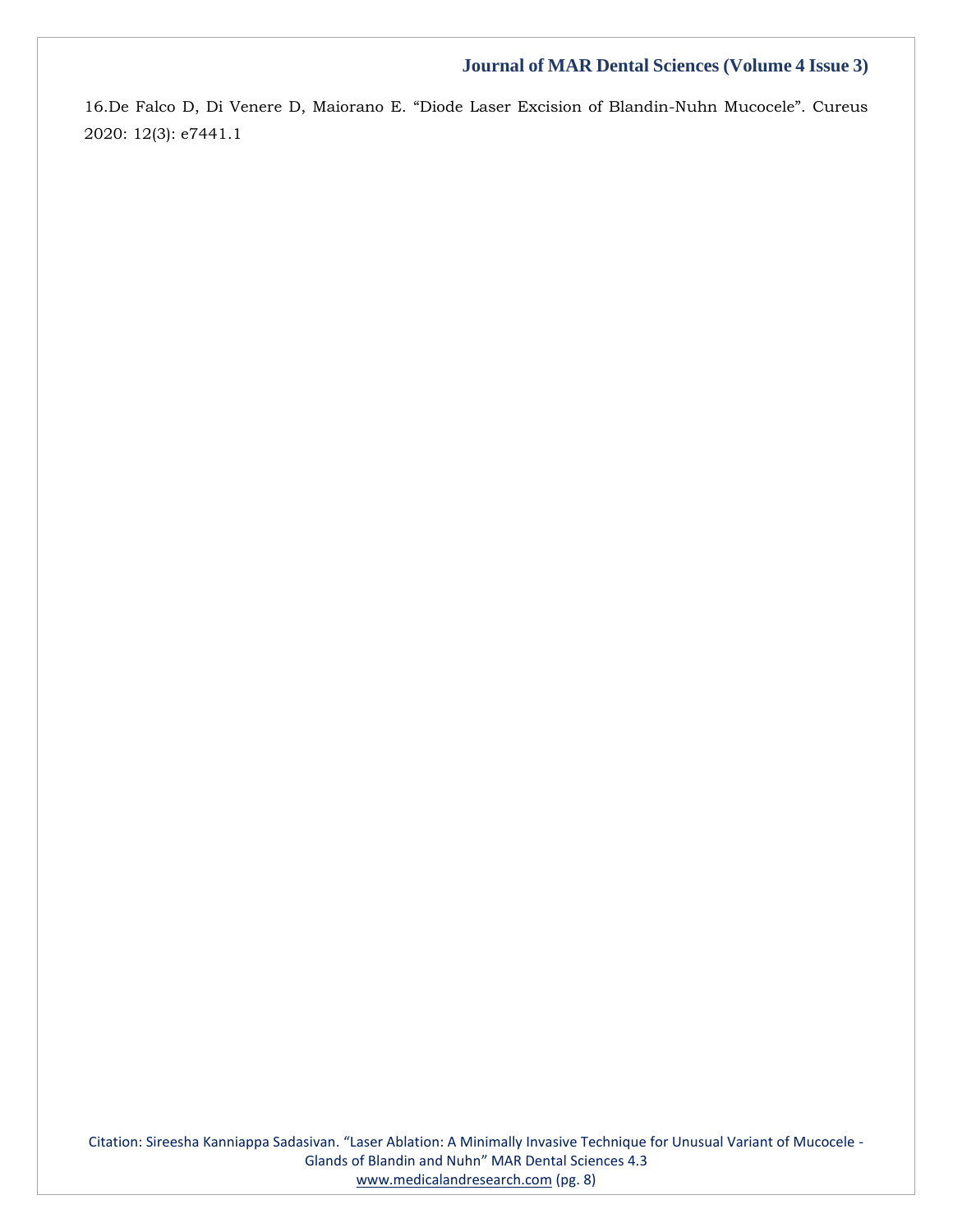16.De Falco D, Di Venere D, Maiorano E. "Diode Laser Excision of Blandin-Nuhn Mucocele". Cureus 2020: 12(3): e7441.1